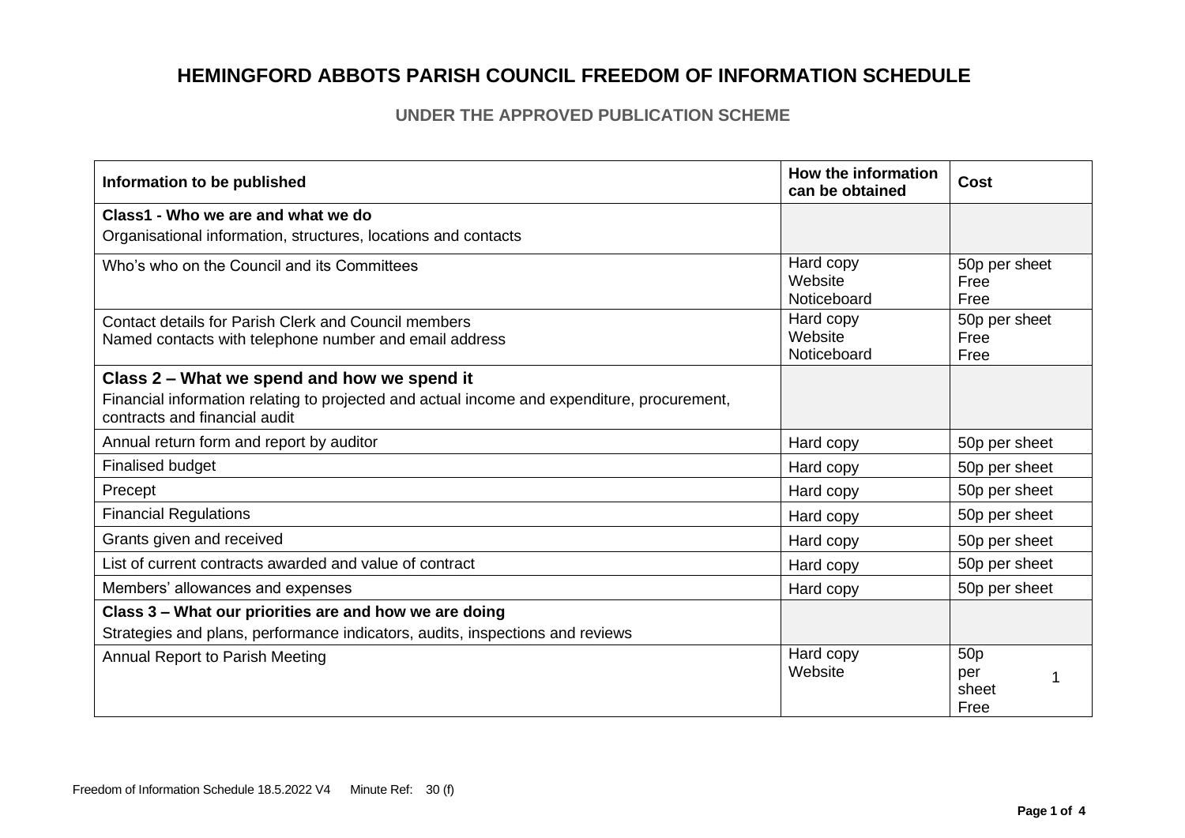# HEMINGFORD ABBOTS PARISH COUNCIL FREEDOM OF INFORMATION SCHEDULE

## UNDER THE APPROVED PUBLICATION SCHEME

| Information to be published | How the information can be obtained | Cost |
|---|---|---|
| **Class1 - Who we are and what we do**<br>Organisational information, structures, locations and contacts | | |
| Who's who on the Council and its Committees | Hard copy<br>Website<br>Noticeboard | 50p per sheet<br>Free<br>Free |
| Contact details for Parish Clerk and Council members<br>Named contacts with telephone number and email address | Hard copy<br>Website<br>Noticeboard | 50p per sheet<br>Free<br>Free |
| **Class 2 – What we spend and how we spend it**<br>Financial information relating to projected and actual income and expenditure, procurement, contracts and financial audit | | |
| Annual return form and report by auditor | Hard copy | 50p per sheet |
| Finalised budget | Hard copy | 50p per sheet |
| Precept | Hard copy | 50p per sheet |
| Financial Regulations | Hard copy | 50p per sheet |
| Grants given and received | Hard copy | 50p per sheet |
| List of current contracts awarded and value of contract | Hard copy | 50p per sheet |
| Members' allowances and expenses | Hard copy | 50p per sheet |
| **Class 3 – What our priorities are and how we are doing**<br>Strategies and plans, performance indicators, audits, inspections and reviews | | |
| Annual Report to Parish Meeting | Hard copy<br>Website | 50p per sheet 1<br>Free |

Freedom of Information Schedule 18.5.2022 V4 Minute Ref: 30 (f)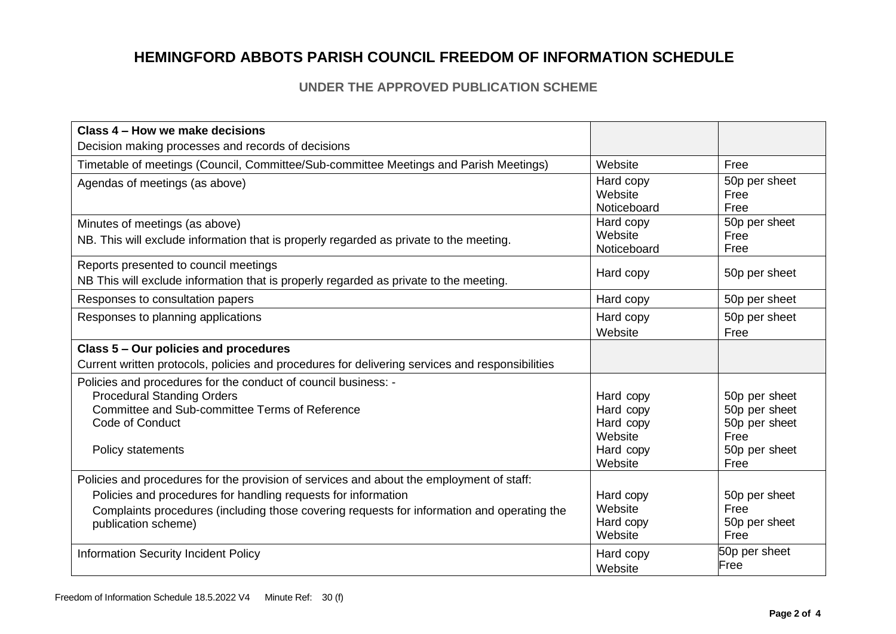# HEMINGFORD ABBOTS PARISH COUNCIL FREEDOM OF INFORMATION SCHEDULE

## UNDER THE APPROVED PUBLICATION SCHEME

| **Class 4 – How we make decisions**<br>Decision making processes and records of decisions | | |
|---|---|---|
| Timetable of meetings (Council, Committee/Sub-committee Meetings and Parish Meetings) | Website | Free |
| Agendas of meetings (as above) | Hard copy<br>Website<br>Noticeboard | 50p per sheet<br>Free<br>Free |
| Minutes of meetings (as above)<br>NB. This will exclude information that is properly regarded as private to the meeting. | Hard copy<br>Website<br>Noticeboard | 50p per sheet<br>Free<br>Free |
| Reports presented to council meetings<br>NB This will exclude information that is properly regarded as private to the meeting. | Hard copy | 50p per sheet |
| Responses to consultation papers | Hard copy | 50p per sheet |
| Responses to planning applications | Hard copy<br>Website | 50p per sheet<br>Free |
| **Class 5 – Our policies and procedures**<br>Current written protocols, policies and procedures for delivering services and responsibilities | | |
| Policies and procedures for the conduct of council business: -<br>Procedural Standing Orders<br>Committee and Sub-committee Terms of Reference<br>Code of Conduct<br><br>Policy statements | <br>Hard copy<br>Hard copy<br>Hard copy<br>Website<br>Hard copy<br>Website | <br>50p per sheet<br>50p per sheet<br>50p per sheet<br>Free<br>50p per sheet<br>Free |
| Policies and procedures for the provision of services and about the employment of staff:<br>Policies and procedures for handling requests for information<br>Complaints procedures (including those covering requests for information and operating the publication scheme) | <br>Hard copy<br>Website<br>Hard copy<br>Website | <br>50p per sheet<br>Free<br>50p per sheet<br>Free |
| Information Security Incident Policy | Hard copy<br>Website | 50p per sheet<br>Free |

Freedom of Information Schedule 18.5.2022 V4 Minute Ref: 30 (f)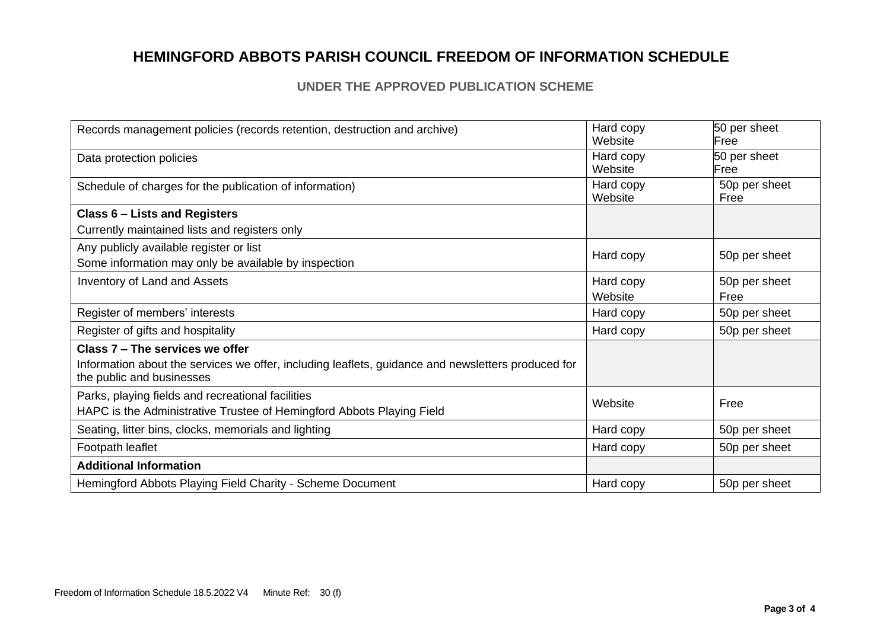# HEMINGFORD ABBOTS PARISH COUNCIL FREEDOM OF INFORMATION SCHEDULE

## UNDER THE APPROVED PUBLICATION SCHEME

| | | |
|---|---|---|
| Records management policies (records retention, destruction and archive) | Hard copy<br>Website | 50 per sheet<br>Free |
| Data protection policies | Hard copy<br>Website | 50 per sheet<br>Free |
| Schedule of charges for the publication of information) | Hard copy<br>Website | 50p per sheet<br>Free |
| **Class 6 – Lists and Registers**<br>Currently maintained lists and registers only | | |
| Any publicly available register or list<br>Some information may only be available by inspection | Hard copy | 50p per sheet |
| Inventory of Land and Assets | Hard copy<br>Website | 50p per sheet<br>Free |
| Register of members' interests | Hard copy | 50p per sheet |
| Register of gifts and hospitality | Hard copy | 50p per sheet |
| **Class 7 – The services we offer**<br>Information about the services we offer, including leaflets, guidance and newsletters produced for the public and businesses | | |
| Parks, playing fields and recreational facilities<br>HAPC is the Administrative Trustee of Hemingford Abbots Playing Field | Website | Free |
| Seating, litter bins, clocks, memorials and lighting | Hard copy | 50p per sheet |
| Footpath leaflet | Hard copy | 50p per sheet |
| **Additional Information** | | |
| Hemingford Abbots Playing Field Charity - Scheme Document | Hard copy | 50p per sheet |

Freedom of Information Schedule 18.5.2022 V4 Minute Ref: 30 (f)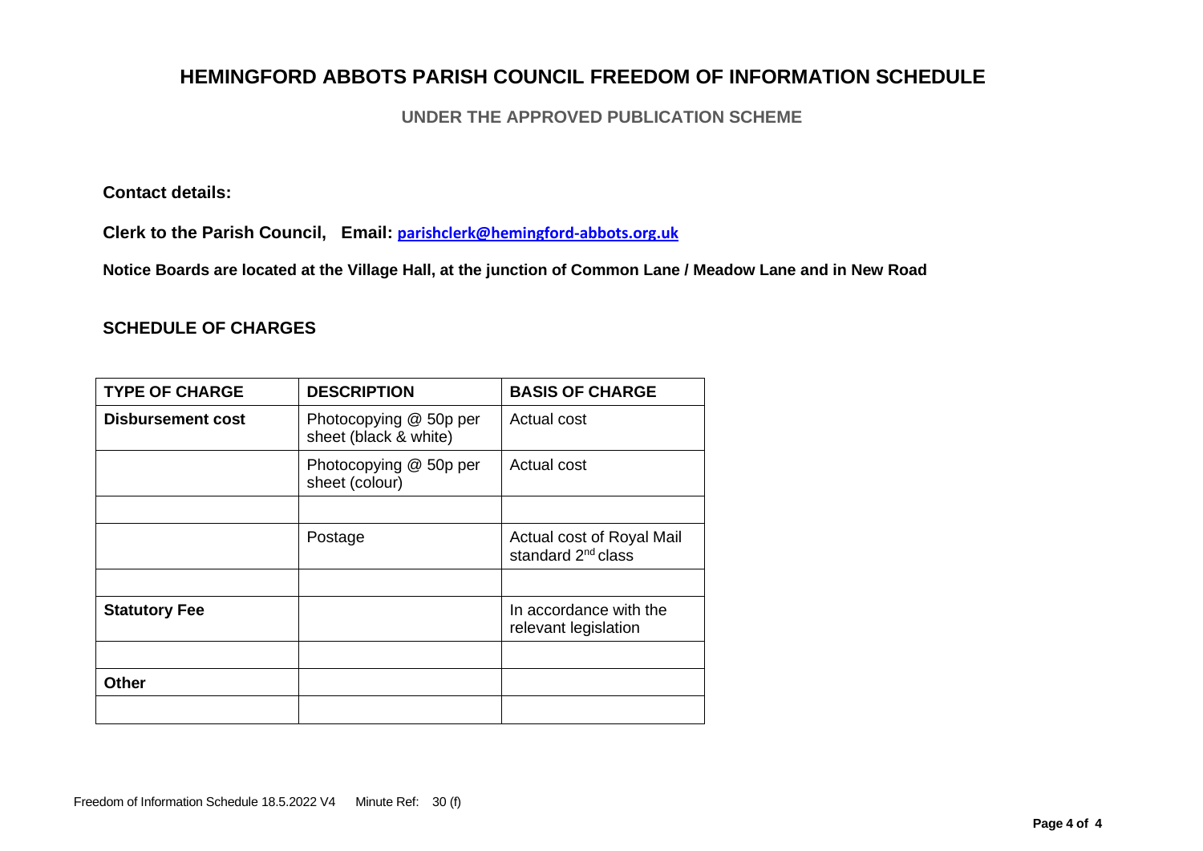# HEMINGFORD ABBOTS PARISH COUNCIL FREEDOM OF INFORMATION SCHEDULE

## UNDER THE APPROVED PUBLICATION SCHEME

**Contact details:**

**Clerk to the Parish Council, Email: parishclerk@hemingford-abbots.org.uk**

**Notice Boards are located at the Village Hall, at the junction of Common Lane / Meadow Lane and in New Road**

## SCHEDULE OF CHARGES

| TYPE OF CHARGE | DESCRIPTION | BASIS OF CHARGE |
|---|---|---|
| **Disbursement cost** | Photocopying @ 50p per sheet (black & white) | Actual cost |
| | Photocopying @ 50p per sheet (colour) | Actual cost |
| | | |
| | Postage | Actual cost of Royal Mail standard 2nd class |
| | | |
| **Statutory Fee** | | In accordance with the relevant legislation |
| | | |
| **Other** | | |
| | | |

Freedom of Information Schedule 18.5.2022 V4 Minute Ref: 30 (f)